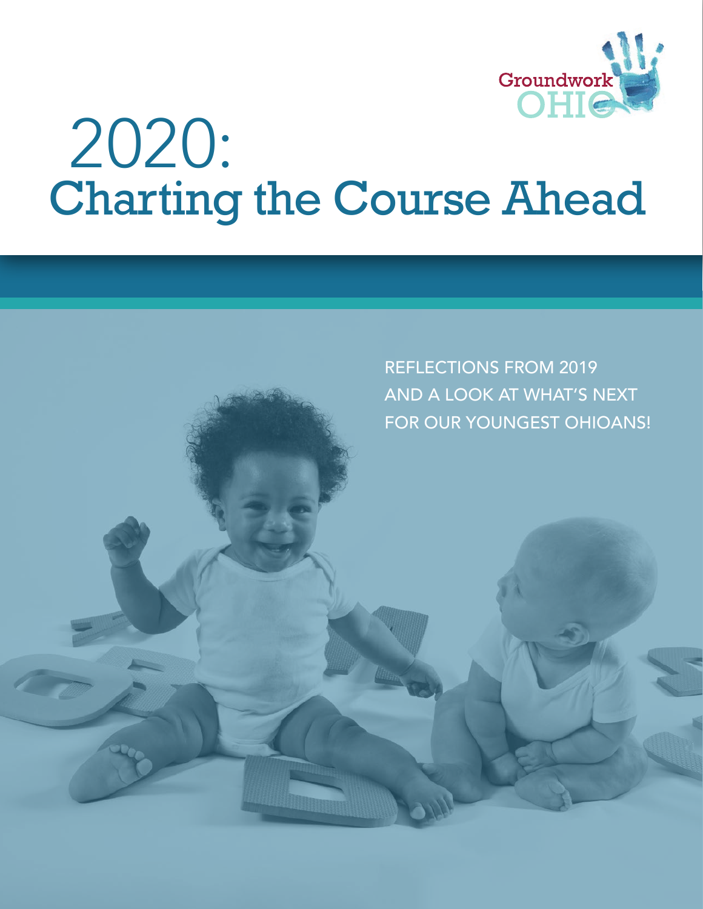Groundwork OHIO

# 2020: Charting the Course Ahead

REFLECTIONS FROM 2019 AND A LOOK AT WHAT'S NEXT FOR OUR YOUNGEST OHIOANS!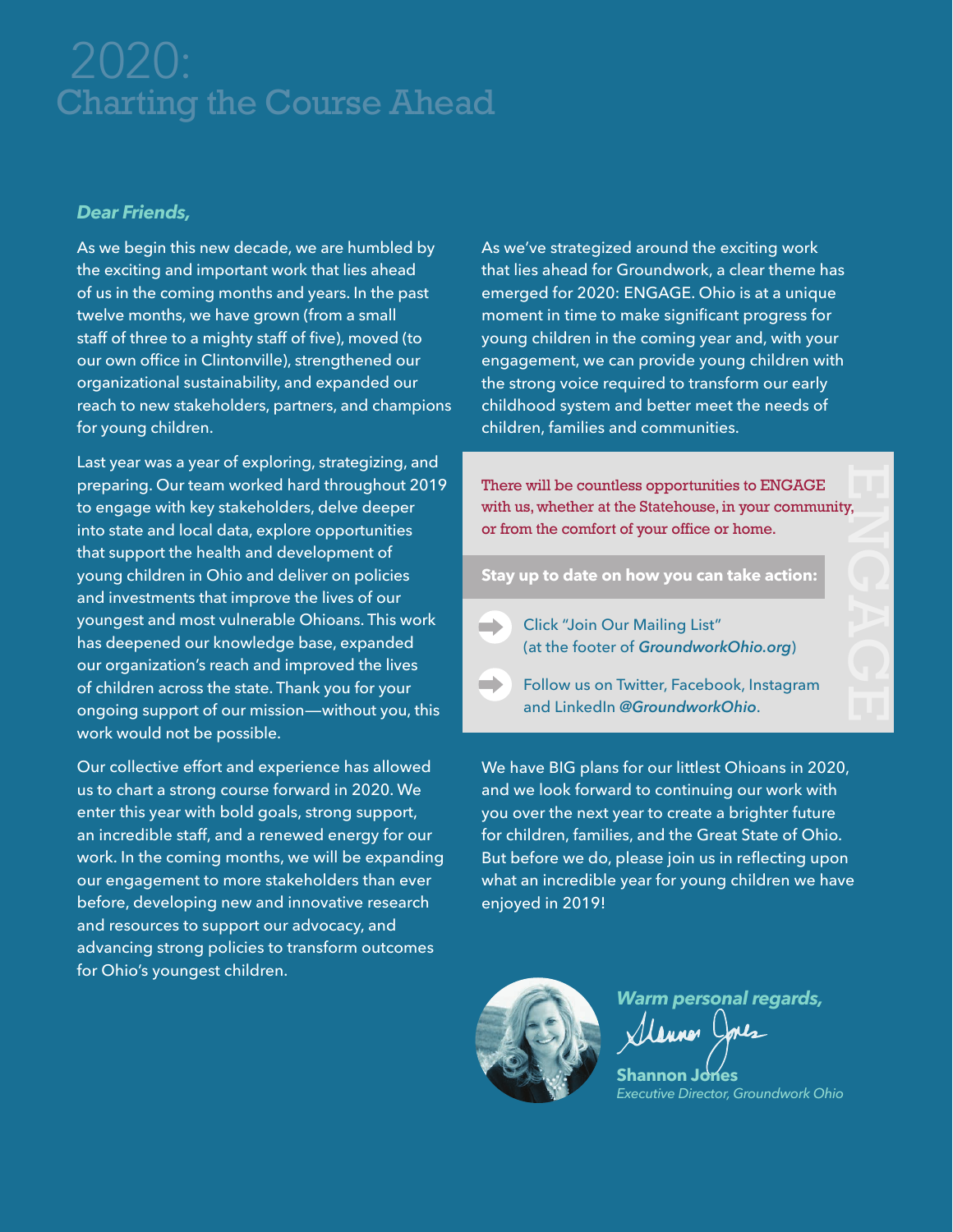# 2020: Charting the Course Ahead

***Dear Friends,***

As we begin this new decade, we are humbled by the exciting and important work that lies ahead of us in the coming months and years. In the past twelve months, we have grown (from a small staff of three to a mighty staff of five), moved (to our own office in Clintonville), strengthened our organizational sustainability, and expanded our reach to new stakeholders, partners, and champions for young children.

Last year was a year of exploring, strategizing, and preparing. Our team worked hard throughout 2019 to engage with key stakeholders, delve deeper into state and local data, explore opportunities that support the health and development of young children in Ohio and deliver on policies and investments that improve the lives of our youngest and most vulnerable Ohioans. This work has deepened our knowledge base, expanded our organization's reach and improved the lives of children across the state. Thank you for your ongoing support of our mission—without you, this work would not be possible.

Our collective effort and experience has allowed us to chart a strong course forward in 2020. We enter this year with bold goals, strong support, an incredible staff, and a renewed energy for our work. In the coming months, we will be expanding our engagement to more stakeholders than ever before, developing new and innovative research and resources to support our advocacy, and advancing strong policies to transform outcomes for Ohio's youngest children.

As we've strategized around the exciting work that lies ahead for Groundwork, a clear theme has emerged for 2020: ENGAGE. Ohio is at a unique moment in time to make significant progress for young children in the coming year and, with your engagement, we can provide young children with the strong voice required to transform our early childhood system and better meet the needs of children, families and communities.

ENGAGE

There will be countless opportunities to ENGAGE with us, whether at the Statehouse, in your community, or from the comfort of your office or home.

**Stay up to date on how you can take action:**

- Click "Join Our Mailing List" (at the footer of ***GroundworkOhio.org***)
- Follow us on Twitter, Facebook, Instagram and LinkedIn ***@GroundworkOhio***.

We have BIG plans for our littlest Ohioans in 2020, and we look forward to continuing our work with you over the next year to create a brighter future for children, families, and the Great State of Ohio. But before we do, please join us in reflecting upon what an incredible year for young children we have enjoyed in 2019!

***Warm personal regards,***

**Shannon Jones**
*Executive Director, Groundwork Ohio*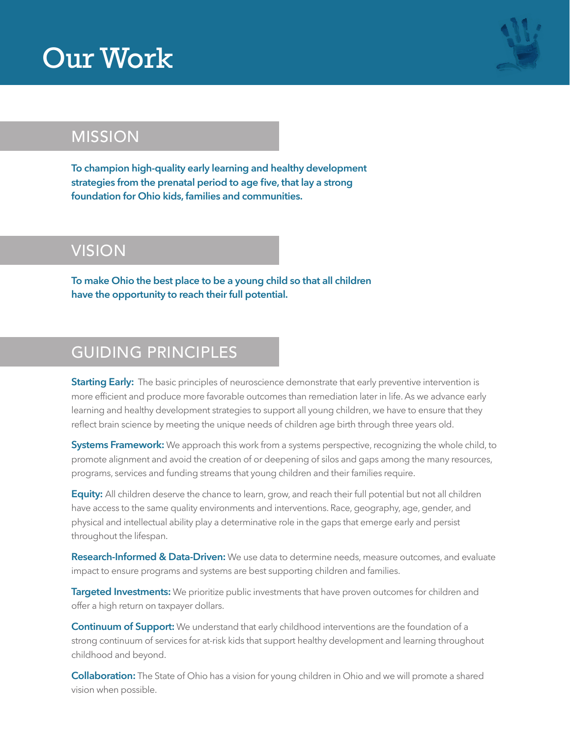# Our Work

## MISSION

**To champion high-quality early learning and healthy development strategies from the prenatal period to age five, that lay a strong foundation for Ohio kids, families and communities.**

## VISION

**To make Ohio the best place to be a young child so that all children have the opportunity to reach their full potential.**

## GUIDING PRINCIPLES

**Starting Early:** The basic principles of neuroscience demonstrate that early preventive intervention is more efficient and produce more favorable outcomes than remediation later in life. As we advance early learning and healthy development strategies to support all young children, we have to ensure that they reflect brain science by meeting the unique needs of children age birth through three years old.

**Systems Framework:** We approach this work from a systems perspective, recognizing the whole child, to promote alignment and avoid the creation of or deepening of silos and gaps among the many resources, programs, services and funding streams that young children and their families require.

**Equity:** All children deserve the chance to learn, grow, and reach their full potential but not all children have access to the same quality environments and interventions. Race, geography, age, gender, and physical and intellectual ability play a determinative role in the gaps that emerge early and persist throughout the lifespan.

**Research-Informed & Data-Driven:** We use data to determine needs, measure outcomes, and evaluate impact to ensure programs and systems are best supporting children and families.

**Targeted Investments:** We prioritize public investments that have proven outcomes for children and offer a high return on taxpayer dollars.

**Continuum of Support:** We understand that early childhood interventions are the foundation of a strong continuum of services for at-risk kids that support healthy development and learning throughout childhood and beyond.

**Collaboration:** The State of Ohio has a vision for young children in Ohio and we will promote a shared vision when possible.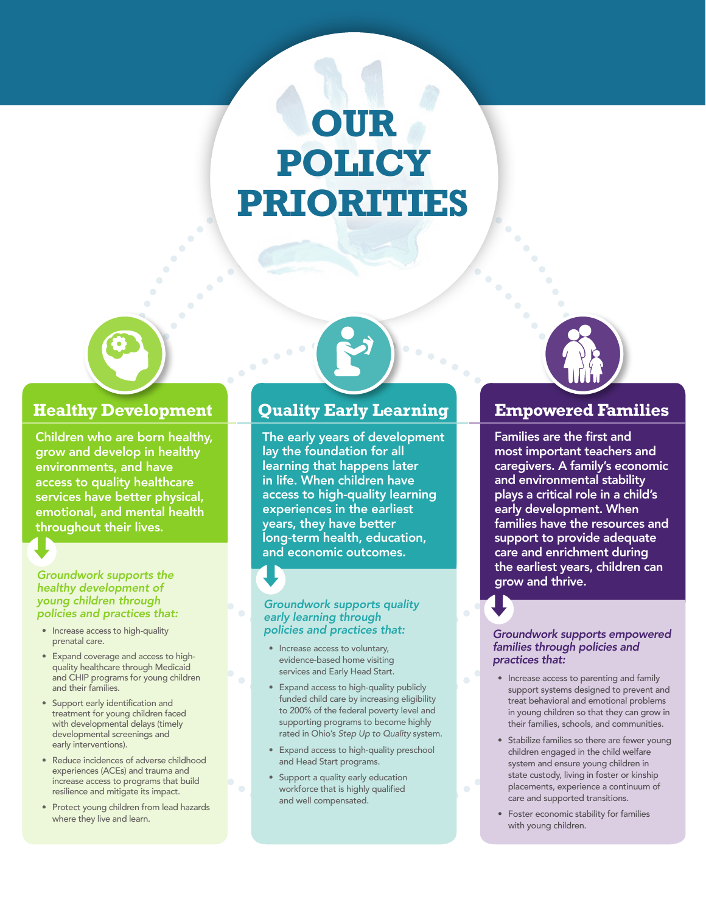# OUR POLICY PRIORITIES

## Healthy Development

Children who are born healthy, grow and develop in healthy environments, and have access to quality healthcare services have better physical, emotional, and mental health throughout their lives.

*Groundwork supports the healthy development of young children through policies and practices that:*

- Increase access to high-quality prenatal care.
- Expand coverage and access to high-quality healthcare through Medicaid and CHIP programs for young children and their families.
- Support early identification and treatment for young children faced with developmental delays (timely developmental screenings and early interventions).
- Reduce incidences of adverse childhood experiences (ACEs) and trauma and increase access to programs that build resilience and mitigate its impact.
- Protect young children from lead hazards where they live and learn.

## Quality Early Learning

The early years of development lay the foundation for all learning that happens later in life. When children have access to high-quality learning experiences in the earliest years, they have better long-term health, education, and economic outcomes.

*Groundwork supports quality early learning through policies and practices that:*

- Increase access to voluntary, evidence-based home visiting services and Early Head Start.
- Expand access to high-quality publicly funded child care by increasing eligibility to 200% of the federal poverty level and supporting programs to become highly rated in Ohio's *Step Up to Quality* system.
- Expand access to high-quality preschool and Head Start programs.
- Support a quality early education workforce that is highly qualified and well compensated.

## Empowered Families

Families are the first and most important teachers and caregivers. A family's economic and environmental stability plays a critical role in a child's early development. When families have the resources and support to provide adequate care and enrichment during the earliest years, children can grow and thrive.

*Groundwork supports empowered families through policies and practices that:*

- Increase access to parenting and family support systems designed to prevent and treat behavioral and emotional problems in young children so that they can grow in their families, schools, and communities.
- Stabilize families so there are fewer young children engaged in the child welfare system and ensure young children in state custody, living in foster or kinship placements, experience a continuum of care and supported transitions.
- Foster economic stability for families with young children.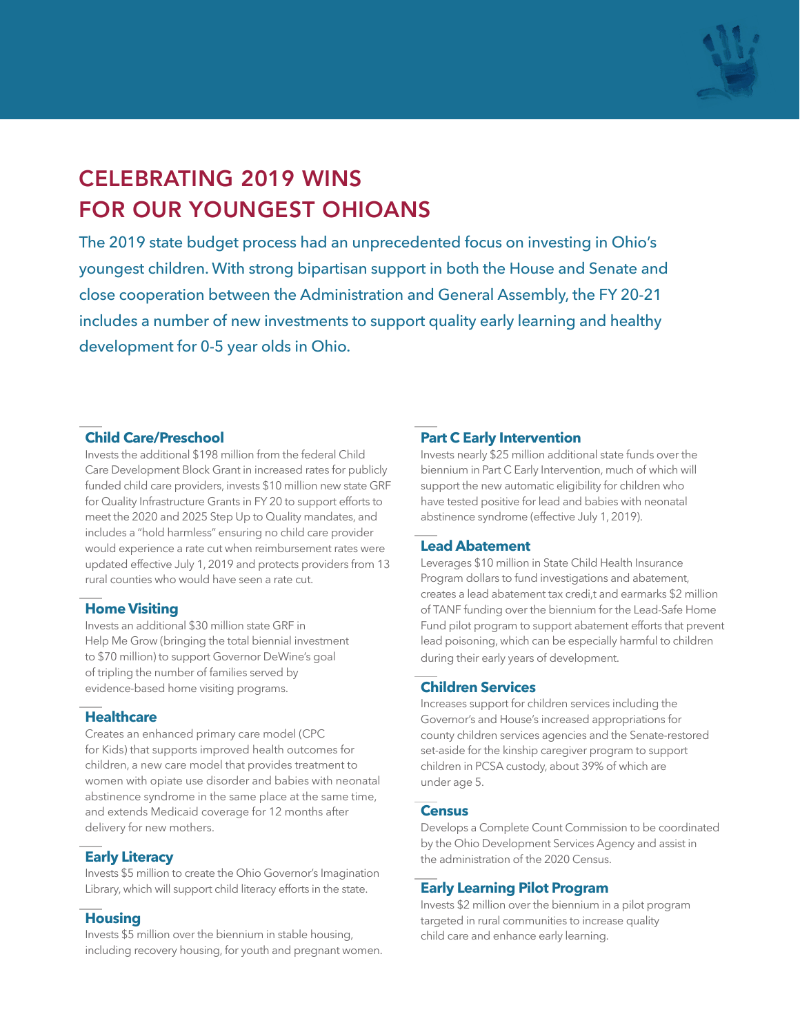# CELEBRATING 2019 WINS FOR OUR YOUNGEST OHIOANS

The 2019 state budget process had an unprecedented focus on investing in Ohio's youngest children. With strong bipartisan support in both the House and Senate and close cooperation between the Administration and General Assembly, the FY 20-21 includes a number of new investments to support quality early learning and healthy development for 0-5 year olds in Ohio.

### Child Care/Preschool

Invests the additional $198 million from the federal Child Care Development Block Grant in increased rates for publicly funded child care providers, invests $10 million new state GRF for Quality Infrastructure Grants in FY 20 to support efforts to meet the 2020 and 2025 Step Up to Quality mandates, and includes a "hold harmless" ensuring no child care provider would experience a rate cut when reimbursement rates were updated effective July 1, 2019 and protects providers from 13 rural counties who would have seen a rate cut.

### Home Visiting

Invests an additional $30 million state GRF in Help Me Grow (bringing the total biennial investment to $70 million) to support Governor DeWine's goal of tripling the number of families served by evidence-based home visiting programs.

### Healthcare

Creates an enhanced primary care model (CPC for Kids) that supports improved health outcomes for children, a new care model that provides treatment to women with opiate use disorder and babies with neonatal abstinence syndrome in the same place at the same time, and extends Medicaid coverage for 12 months after delivery for new mothers.

### Early Literacy

Invests $5 million to create the Ohio Governor's Imagination Library, which will support child literacy efforts in the state.

### Housing

Invests $5 million over the biennium in stable housing, including recovery housing, for youth and pregnant women.

### Part C Early Intervention

Invests nearly $25 million additional state funds over the biennium in Part C Early Intervention, much of which will support the new automatic eligibility for children who have tested positive for lead and babies with neonatal abstinence syndrome (effective July 1, 2019).

### Lead Abatement

Leverages $10 million in State Child Health Insurance Program dollars to fund investigations and abatement, creates a lead abatement tax credi,t and earmarks $2 million of TANF funding over the biennium for the Lead-Safe Home Fund pilot program to support abatement efforts that prevent lead poisoning, which can be especially harmful to children during their early years of development.

### Children Services

Increases support for children services including the Governor's and House's increased appropriations for county children services agencies and the Senate-restored set-aside for the kinship caregiver program to support children in PCSA custody, about 39% of which are under age 5.

### Census

Develops a Complete Count Commission to be coordinated by the Ohio Development Services Agency and assist in the administration of the 2020 Census.

### Early Learning Pilot Program

Invests $2 million over the biennium in a pilot program targeted in rural communities to increase quality child care and enhance early learning.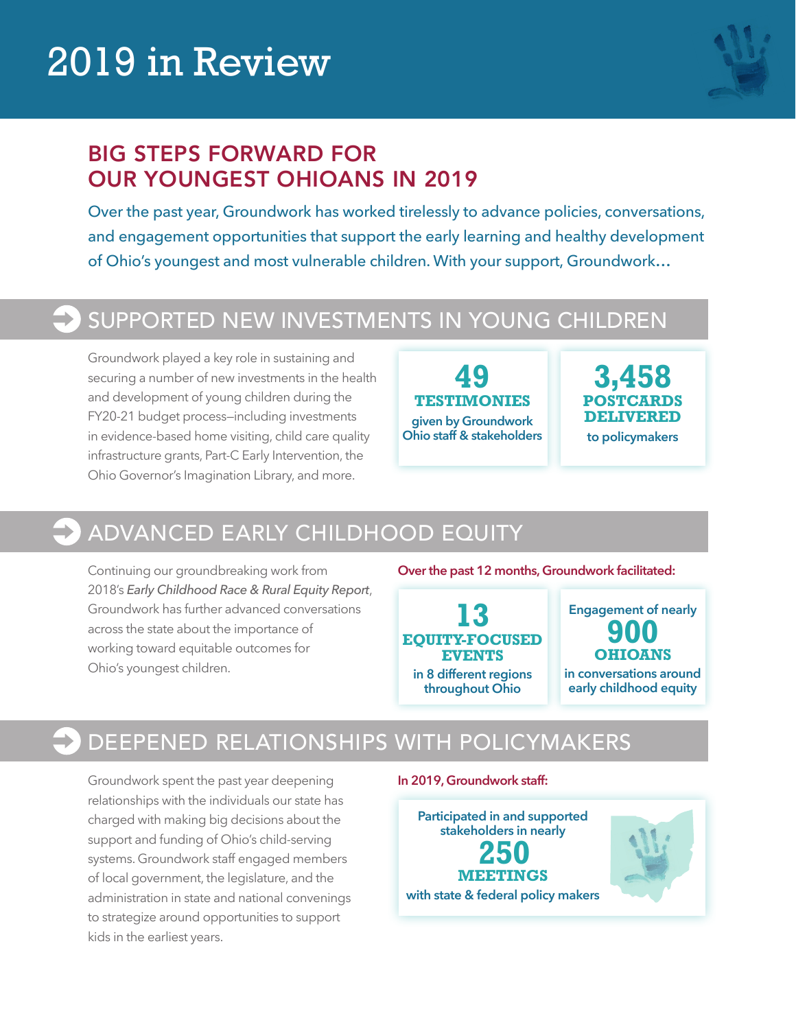# 2019 in Review

## BIG STEPS FORWARD FOR OUR YOUNGEST OHIOANS IN 2019

Over the past year, Groundwork has worked tirelessly to advance policies, conversations, and engagement opportunities that support the early learning and healthy development of Ohio's youngest and most vulnerable children. With your support, Groundwork…

## SUPPORTED NEW INVESTMENTS IN YOUNG CHILDREN

Groundwork played a key role in sustaining and securing a number of new investments in the health and development of young children during the FY20-21 budget process—including investments in evidence-based home visiting, child care quality infrastructure grants, Part-C Early Intervention, the Ohio Governor's Imagination Library, and more.

**49 TESTIMONIES** given by Groundwork Ohio staff & stakeholders

**3,458 POSTCARDS DELIVERED** to policymakers

## ADVANCED EARLY CHILDHOOD EQUITY

Continuing our groundbreaking work from 2018's *Early Childhood Race & Rural Equity Report*, Groundwork has further advanced conversations across the state about the importance of working toward equitable outcomes for Ohio's youngest children.

Over the past 12 months, Groundwork facilitated:

**13 EQUITY-FOCUSED EVENTS** in 8 different regions throughout Ohio

Engagement of nearly **900 OHIOANS** in conversations around early childhood equity

## DEEPENED RELATIONSHIPS WITH POLICYMAKERS

Groundwork spent the past year deepening relationships with the individuals our state has charged with making big decisions about the support and funding of Ohio's child-serving systems. Groundwork staff engaged members of local government, the legislature, and the administration in state and national convenings to strategize around opportunities to support kids in the earliest years.

In 2019, Groundwork staff:

Participated in and supported stakeholders in nearly **250 MEETINGS** with state & federal policy makers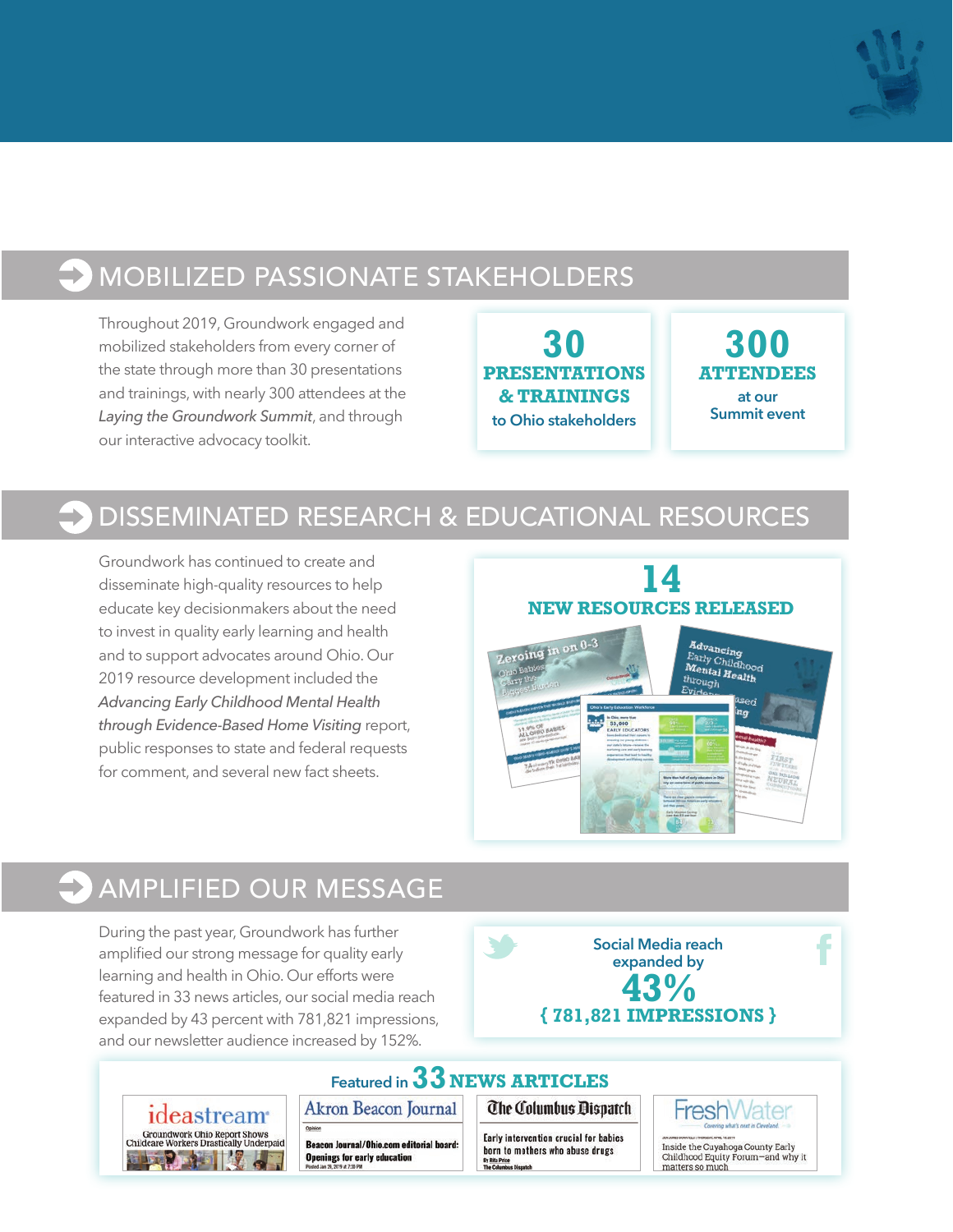## MOBILIZED PASSIONATE STAKEHOLDERS

Throughout 2019, Groundwork engaged and mobilized stakeholders from every corner of the state through more than 30 presentations and trainings, with nearly 300 attendees at the *Laying the Groundwork Summit*, and through our interactive advocacy toolkit.

**30**
**PRESENTATIONS & TRAININGS**
to Ohio stakeholders

**300**
**ATTENDEES**
at our Summit event

## DISSEMINATED RESEARCH & EDUCATIONAL RESOURCES

Groundwork has continued to create and disseminate high-quality resources to help educate key decisionmakers about the need to invest in quality early learning and health and to support advocates around Ohio. Our 2019 resource development included the *Advancing Early Childhood Mental Health through Evidence-Based Home Visiting* report, public responses to state and federal requests for comment, and several new fact sheets.

**14**
**NEW RESOURCES RELEASED**

## AMPLIFIED OUR MESSAGE

During the past year, Groundwork has further amplified our strong message for quality early learning and health in Ohio. Our efforts were featured in 33 news articles, our social media reach expanded by 43 percent with 781,821 impressions, and our newsletter audience increased by 152%.

Social Media reach expanded by
**43%**
**{ 781,821 IMPRESSIONS }**

Featured in **33 NEWS ARTICLES**

- ideastream: Groundwork Ohio Report Shows Childcare Workers Drastically Underpaid
- Akron Beacon Journal: Beacon Journal/Ohio.com editorial board: Openings for early education
- The Columbus Dispatch: Early intervention crucial for babies born to mothers who abuse drugs
- FreshWater: Inside the Cuyahoga County Early Childhood Equity Forum—and why it matters so much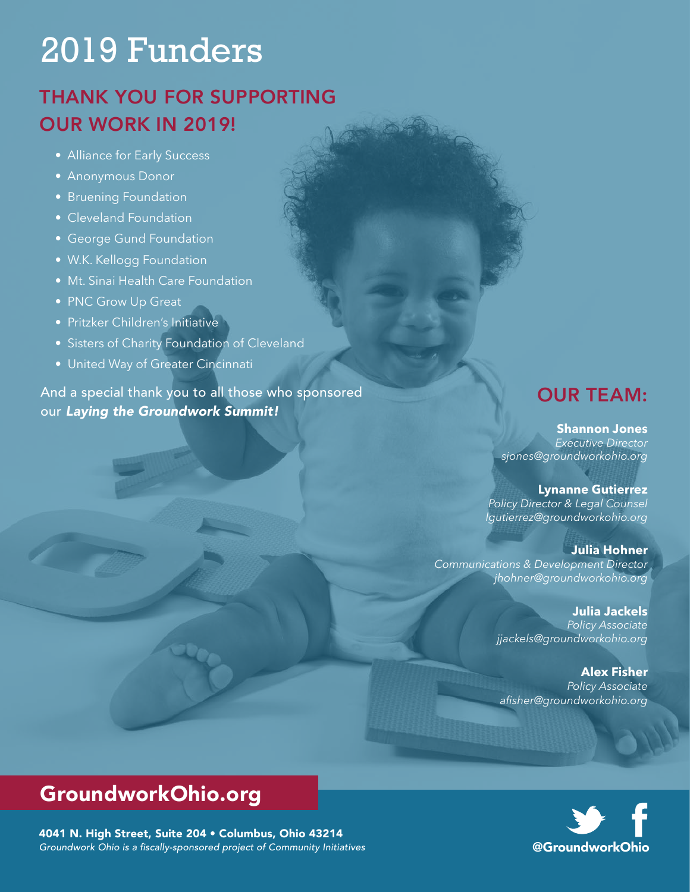# 2019 Funders

## THANK YOU FOR SUPPORTING OUR WORK IN 2019!

- Alliance for Early Success
- Anonymous Donor
- Bruening Foundation
- Cleveland Foundation
- George Gund Foundation
- W.K. Kellogg Foundation
- Mt. Sinai Health Care Foundation
- PNC Grow Up Great
- Pritzker Children's Initiative
- Sisters of Charity Foundation of Cleveland
- United Way of Greater Cincinnati

And a special thank you to all those who sponsored our ***Laying the Groundwork Summit!***

## OUR TEAM:

**Shannon Jones**
*Executive Director*
*sjones@groundworkohio.org*

**Lynanne Gutierrez**
*Policy Director & Legal Counsel*
*lgutierrez@groundworkohio.org*

**Julia Hohner**
*Communications & Development Director*
*jhohner@groundworkohio.org*

**Julia Jackels**
*Policy Associate*
*jjackels@groundworkohio.org*

**Alex Fisher**
*Policy Associate*
*afisher@groundworkohio.org*

**GroundworkOhio.org**

**4041 N. High Street, Suite 204 • Columbus, Ohio 43214**
*Groundwork Ohio is a fiscally-sponsored project of Community Initiatives*

**@GroundworkOhio**